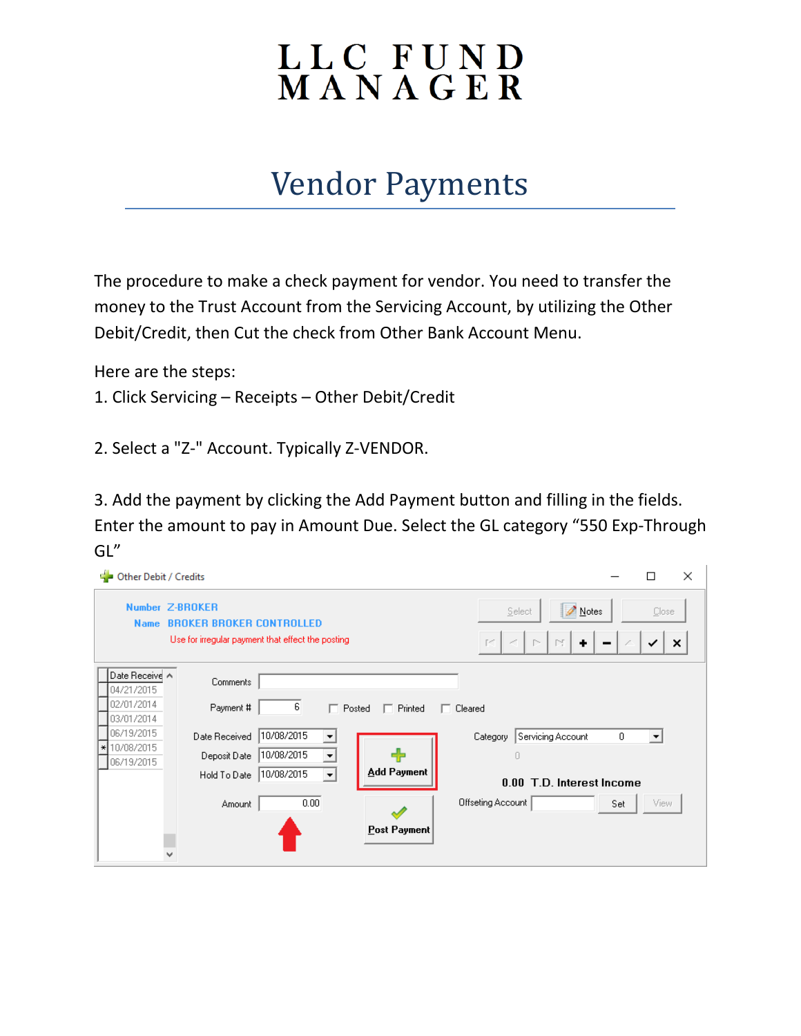# LLC FUND MANAGER

## Vendor Payments

The procedure to make a check payment for vendor. You need to transfer the money to the Trust Account from the Servicing Account, by utilizing the Other Debit/Credit, then Cut the check from Other Bank Account Menu.

Here are the steps:

1. Click Servicing – Receipts – Other Debit/Credit

2. Select a "Z-" Account. Typically Z-VENDOR.

3. Add the payment by clicking the Add Payment button and filling in the fields. Enter the amount to pay in Amount Due. Select the GL category "550 Exp-Through GL"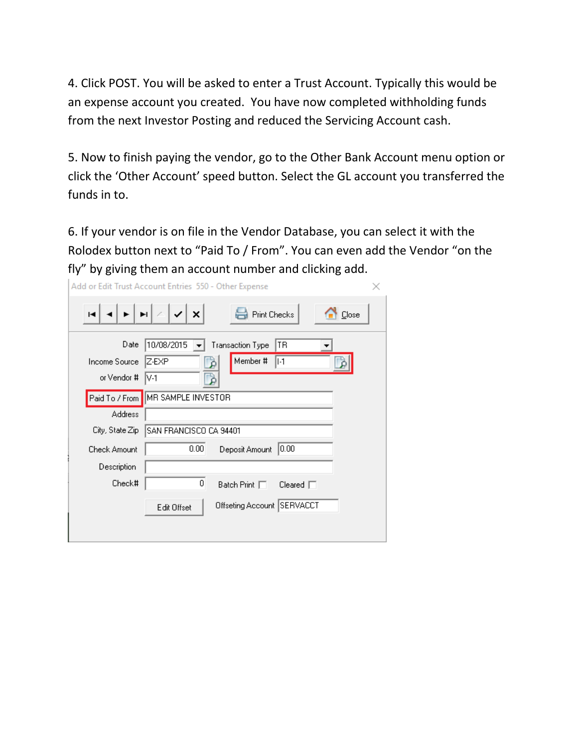4. Click POST. You will be asked to enter a Trust Account. Typically this would be an expense account you created. You have now completed withholding funds from the next Investor Posting and reduced the Servicing Account cash.

5. Now to finish paying the vendor, go to the Other Bank Account menu option or click the 'Other Account' speed button. Select the GL account you transferred the funds in to.

6. If your vendor is on file in the Vendor Database, you can select it with the Rolodex button next to "Paid To / From". You can even add the Vendor "on the fly" by giving them an account number and clicking add.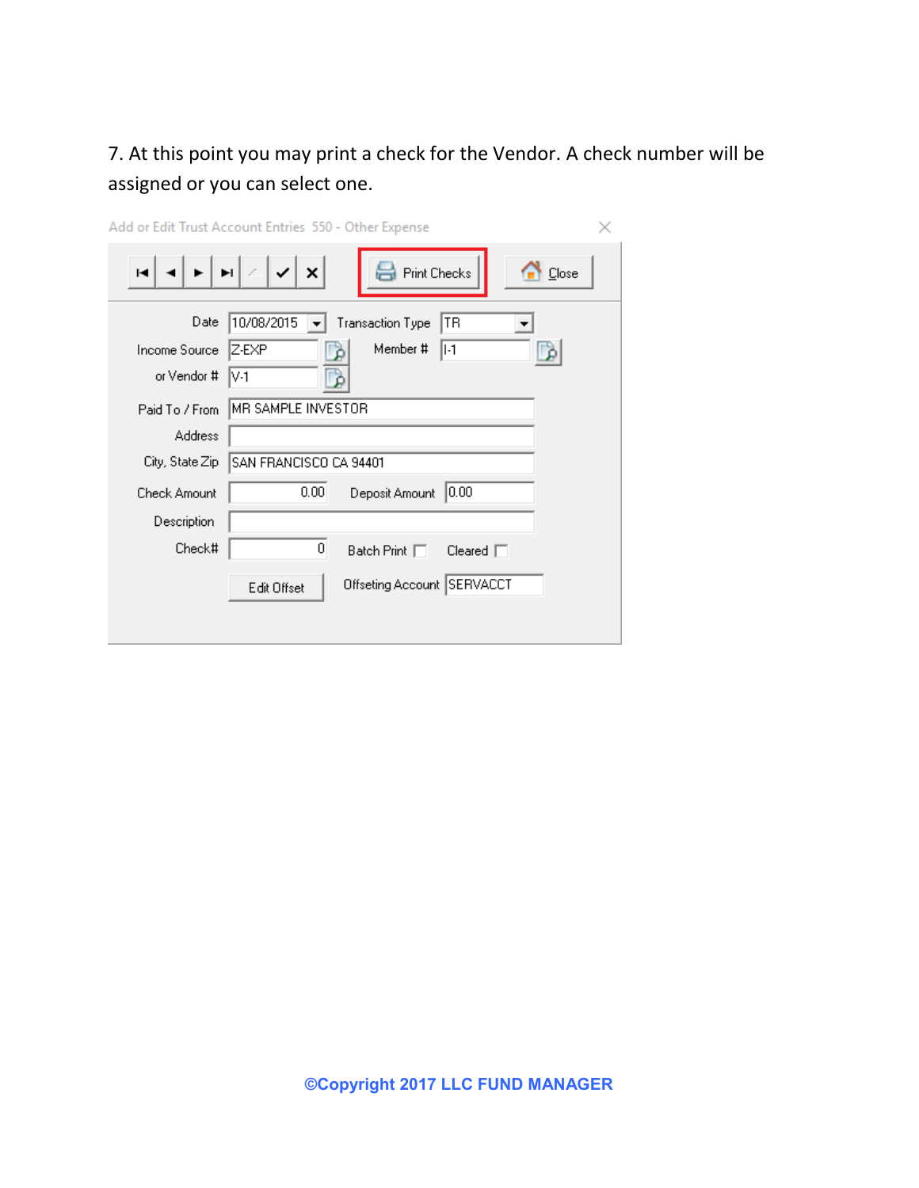7. At this point you may print a check for the Vendor. A check number will be assigned or you can select one.